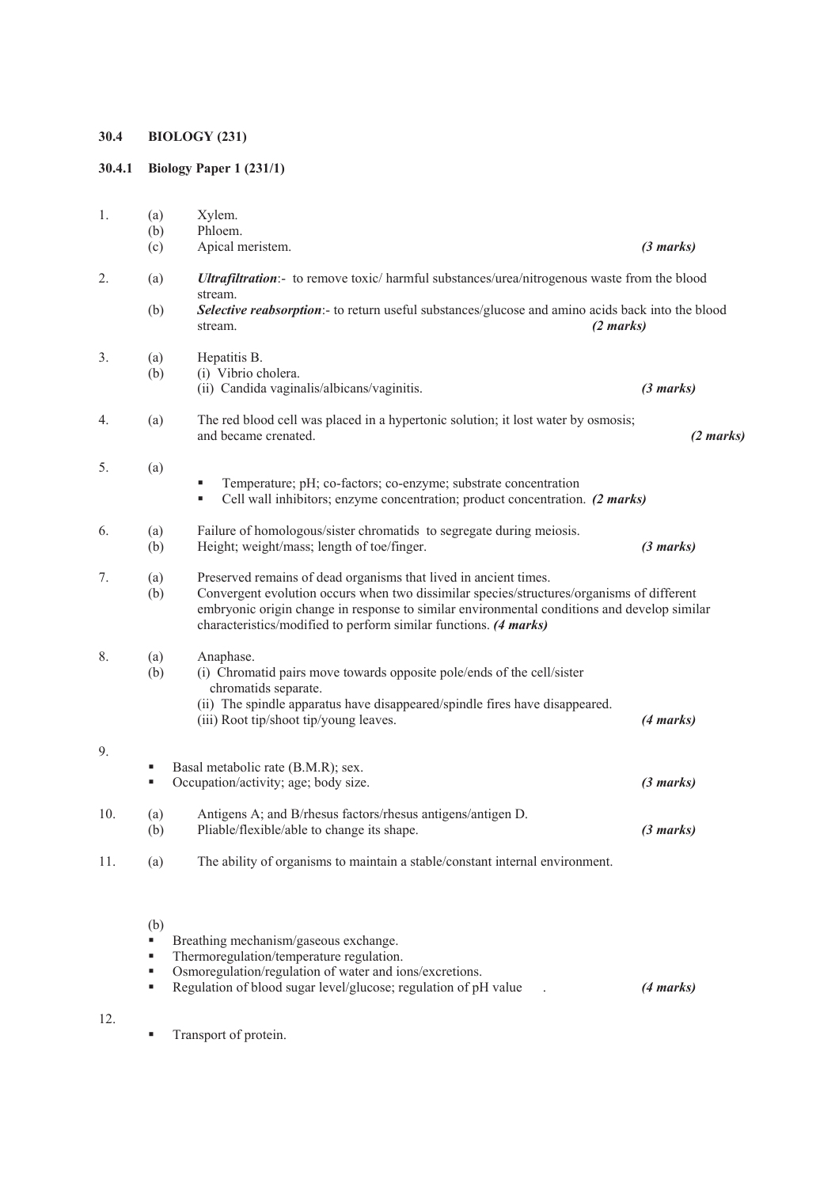## 30.4 BIOLOGY (231)

### 30.4.1 Biology Paper 1 (231/1)

1. (a) Xylem.
   (b) Phloem.
   (c) Apical meristem. *(3 marks)*

2. (a) ***Ultrafiltration***:- to remove toxic/ harmful substances/urea/nitrogenous waste from the blood stream.
   (b) ***Selective reabsorption***:- to return useful substances/glucose and amino acids back into the blood stream. *(2 marks)*

3. (a) Hepatitis B.
   (b) (i) Vibrio cholera.
   (ii) Candida vaginalis/albicans/vaginitis. *(3 marks)*

4. (a) The red blood cell was placed in a hypertonic solution; it lost water by osmosis; and became crenated. *(2 marks)*

5. (a)
   - Temperature; pH; co-factors; co-enzyme; substrate concentration
   - Cell wall inhibitors; enzyme concentration; product concentration. *(2 marks)*

6. (a) Failure of homologous/sister chromatids to segregate during meiosis.
   (b) Height; weight/mass; length of toe/finger. *(3 marks)*

7. (a) Preserved remains of dead organisms that lived in ancient times.
   (b) Convergent evolution occurs when two dissimilar species/structures/organisms of different embryonic origin change in response to similar environmental conditions and develop similar characteristics/modified to perform similar functions. *(4 marks)*

8. (a) Anaphase.
   (b) (i) Chromatid pairs move towards opposite pole/ends of the cell/sister chromatids separate.
   (ii) The spindle apparatus have disappeared/spindle fires have disappeared.
   (iii) Root tip/shoot tip/young leaves. *(4 marks)*

9.
   - Basal metabolic rate (B.M.R); sex.
   - Occupation/activity; age; body size. *(3 marks)*

10. (a) Antigens A; and B/rhesus factors/rhesus antigens/antigen D.
    (b) Pliable/flexible/able to change its shape. *(3 marks)*

11. (a) The ability of organisms to maintain a stable/constant internal environment.

    (b)
    - Breathing mechanism/gaseous exchange.
    - Thermoregulation/temperature regulation.
    - Osmoregulation/regulation of water and ions/excretions.
    - Regulation of blood sugar level/glucose; regulation of pH value . *(4 marks)*

12.
    - Transport of protein.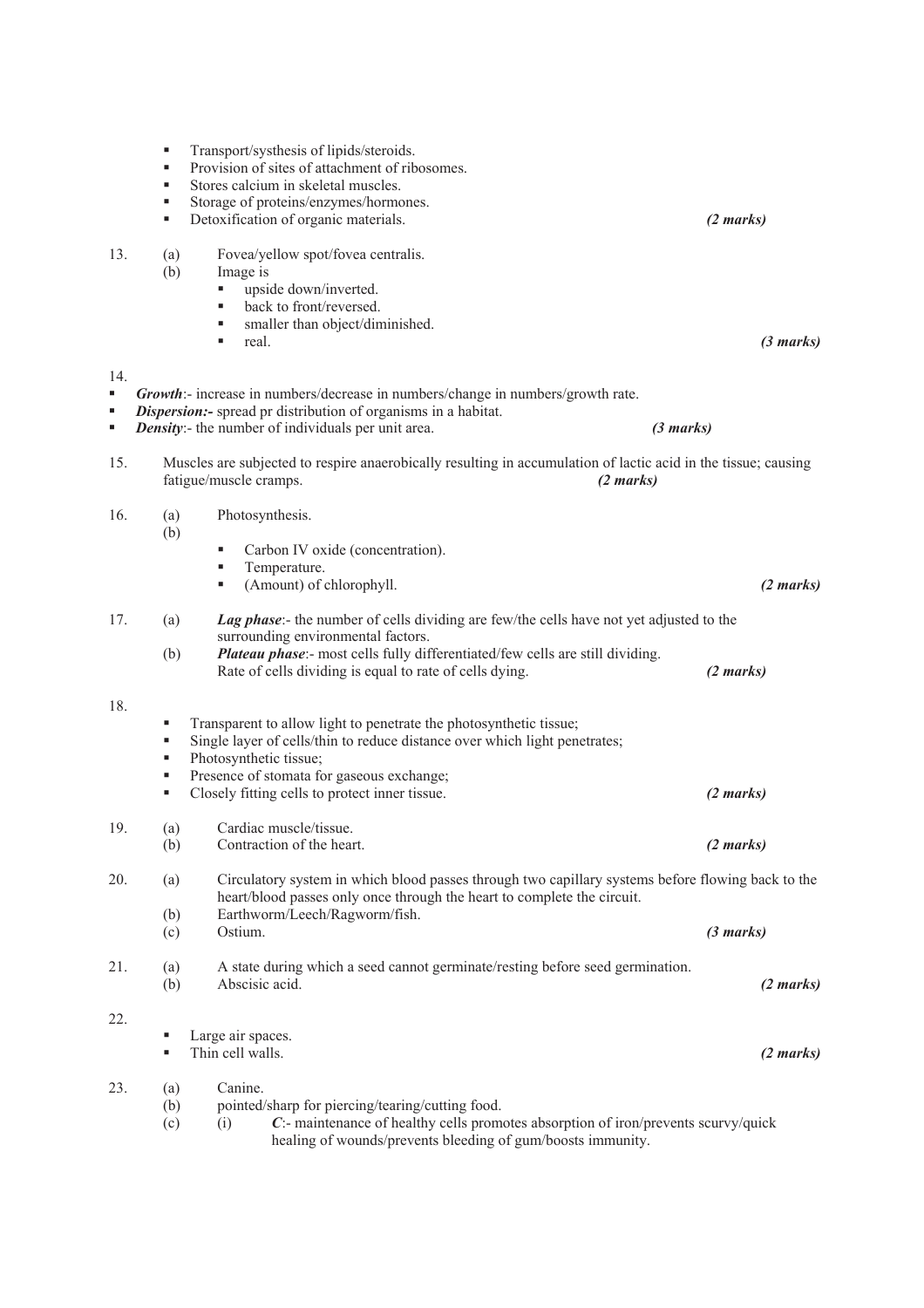- Transport/systhesis of lipids/steroids.
- Provision of sites of attachment of ribosomes.
- Stores calcium in skeletal muscles.
- Storage of proteins/enzymes/hormones.
- Detoxification of organic materials. ***(2 marks)***

13. (a) Fovea/yellow spot/fovea centralis.
    (b) Image is
    - upside down/inverted.
    - back to front/reversed.
    - smaller than object/diminished.
    - real. ***(3 marks)***

14.
- ***Growth***:- increase in numbers/decrease in numbers/change in numbers/growth rate.
- ***Dispersion:-*** spread pr distribution of organisms in a habitat.
- ***Density***:- the number of individuals per unit area. ***(3 marks)***

15. Muscles are subjected to respire anaerobically resulting in accumulation of lactic acid in the tissue; causing fatigue/muscle cramps. ***(2 marks)***

16. (a) Photosynthesis.
    (b)
    - Carbon IV oxide (concentration).
    - Temperature.
    - (Amount) of chlorophyll. ***(2 marks)***

17. (a) ***Lag phase***:- the number of cells dividing are few/the cells have not yet adjusted to the surrounding environmental factors.
    (b) ***Plateau phase***:- most cells fully differentiated/few cells are still dividing. Rate of cells dividing is equal to rate of cells dying. ***(2 marks)***

18.
- Transparent to allow light to penetrate the photosynthetic tissue;
- Single layer of cells/thin to reduce distance over which light penetrates;
- Photosynthetic tissue;
- Presence of stomata for gaseous exchange;
- Closely fitting cells to protect inner tissue. ***(2 marks)***

19. (a) Cardiac muscle/tissue.
    (b) Contraction of the heart. ***(2 marks)***

20. (a) Circulatory system in which blood passes through two capillary systems before flowing back to the heart/blood passes only once through the heart to complete the circuit.
    (b) Earthworm/Leech/Ragworm/fish.
    (c) Ostium. ***(3 marks)***

21. (a) A state during which a seed cannot germinate/resting before seed germination.
    (b) Abscisic acid. ***(2 marks)***

22.
- Large air spaces.
- Thin cell walls. ***(2 marks)***

23. (a) Canine.
    (b) pointed/sharp for piercing/tearing/cutting food.
    (c) (i) ***C***:- maintenance of healthy cells promotes absorption of iron/prevents scurvy/quick healing of wounds/prevents bleeding of gum/boosts immunity.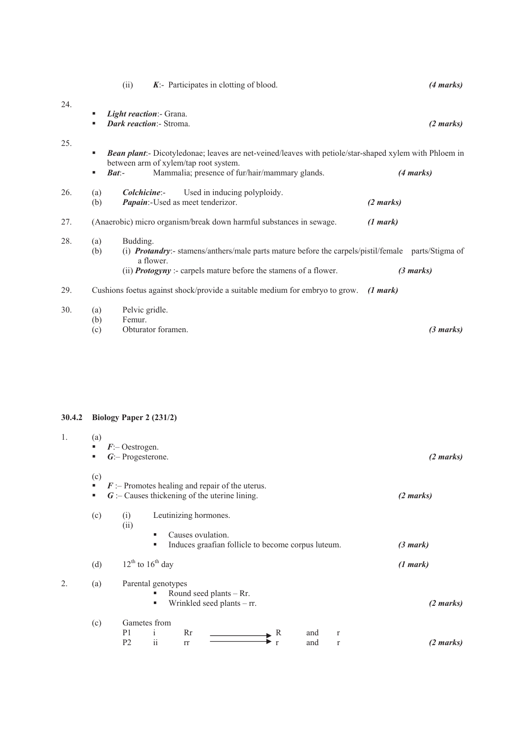(ii) ***K***:- Participates in clotting of blood. *(4 marks)*

24.
- ***Light reaction***:- Grana.
- ***Dark reaction***:- Stroma. *(2 marks)*

25.
- ***Bean plant***:- Dicotyledonae; leaves are net-veined/leaves with petiole/star-shaped xylem with Phloem in between arm of xylem/tap root system.
- ***Bat***:- Mammalia; presence of fur/hair/mammary glands. *(4 marks)*

26. (a) ***Colchicine***:- Used in inducing polyploidy.
(b) ***Papain***:-Used as meet tenderizor. *(2 marks)*

27. (Anaerobic) micro organism/break down harmful substances in sewage. *(1 mark)*

28. (a) Budding.
(b) (i) ***Protandry***:- stamens/anthers/male parts mature before the carpels/pistil/female parts/Stigma of a flower.
(ii) ***Protogyny*** :- carpels mature before the stamens of a flower. *(3 marks)*

29. Cushions foetus against shock/provide a suitable medium for embryo to grow. *(1 mark)*

30. (a) Pelvic gridle.
(b) Femur.
(c) Obturator foramen. *(3 marks)*

## 30.4.2 Biology Paper 2 (231/2)

1. (a)
- ***F***:– Oestrogen.
- ***G***:– Progesterone. *(2 marks)*

(c)
- ***F*** :– Promotes healing and repair of the uterus.
- ***G*** :– Causes thickening of the uterine lining. *(2 marks)*

(c) (i) Leutinizing hormones.
(ii)
- Causes ovulation.
- Induces graafian follicle to become corpus luteum. *(3 mark)*

(d) 12th to 16th day *(1 mark)*

2. (a) Parental genotypes
- Round seed plants – Rr.
- Wrinkled seed plants – rr. *(2 marks)*

(c) Gametes from

| | | | | | | |
|---|---|---|---|---|---|---|
| P1 | i | Rr | ⟶ | R | and | r |
| P2 | ii | rr | ⟶ | r | and | r |

*(2 marks)*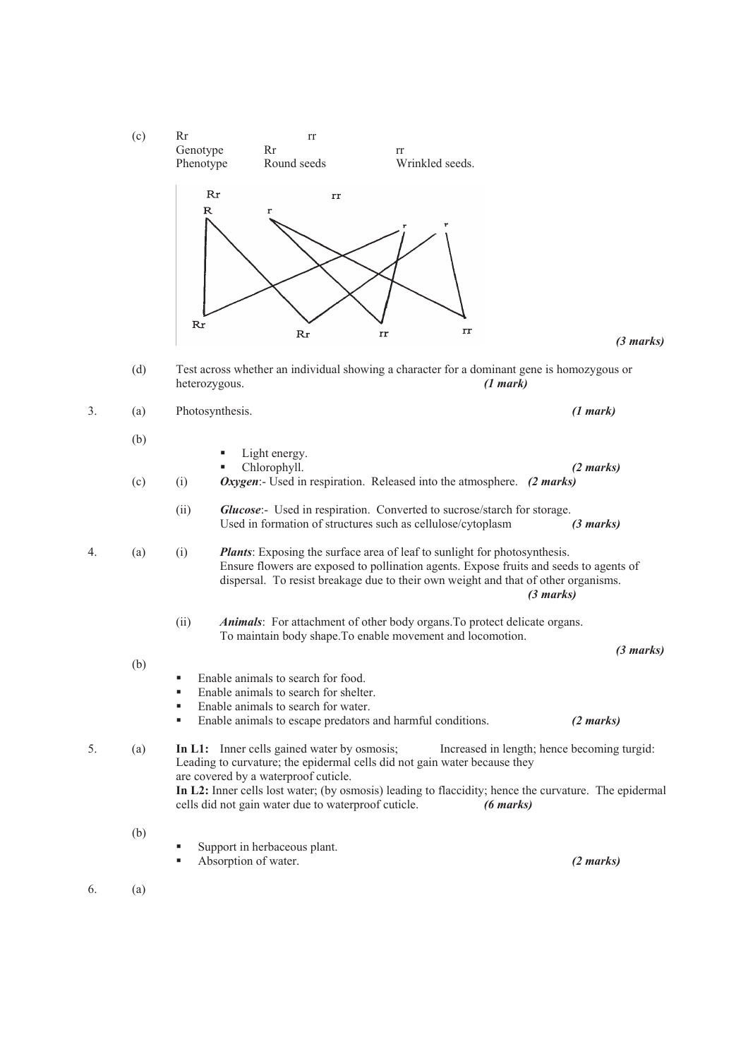(c) Rr rr

| | | |
|---|---|---|
| Genotype | Rr | rr |
| Phenotype | Round seeds | Wrinkled seeds. |

Rr rr

R r r r

Rr Rr rr rr

*(3 marks)*

(d) Test across whether an individual showing a character for a dominant gene is homozygous or heterozygous. *(1 mark)*

3. (a) Photosynthesis. *(1 mark)*

(b)

- Light energy.
- Chlorophyll. *(2 marks)*

(c) (i) ***Oxygen***:- Used in respiration. Released into the atmosphere. *(2 marks)*

(ii) ***Glucose***:- Used in respiration. Converted to sucrose/starch for storage. Used in formation of structures such as cellulose/cytoplasm *(3 marks)*

4. (a) (i) ***Plants***: Exposing the surface area of leaf to sunlight for photosynthesis. Ensure flowers are exposed to pollination agents. Expose fruits and seeds to agents of dispersal. To resist breakage due to their own weight and that of other organisms. *(3 marks)*

(ii) ***Animals***: For attachment of other body organs.To protect delicate organs. To maintain body shape.To enable movement and locomotion. *(3 marks)*

(b)

- Enable animals to search for food.
- Enable animals to search for shelter.
- Enable animals to search for water.
- Enable animals to escape predators and harmful conditions. *(2 marks)*

5. (a) **In L1:** Inner cells gained water by osmosis; Increased in length; hence becoming turgid: Leading to curvature; the epidermal cells did not gain water because they are covered by a waterproof cuticle.
**In L2:** Inner cells lost water; (by osmosis) leading to flaccidity; hence the curvature. The epidermal cells did not gain water due to waterproof cuticle. *(6 marks)*

(b)

- Support in herbaceous plant.
- Absorption of water. *(2 marks)*

6. (a)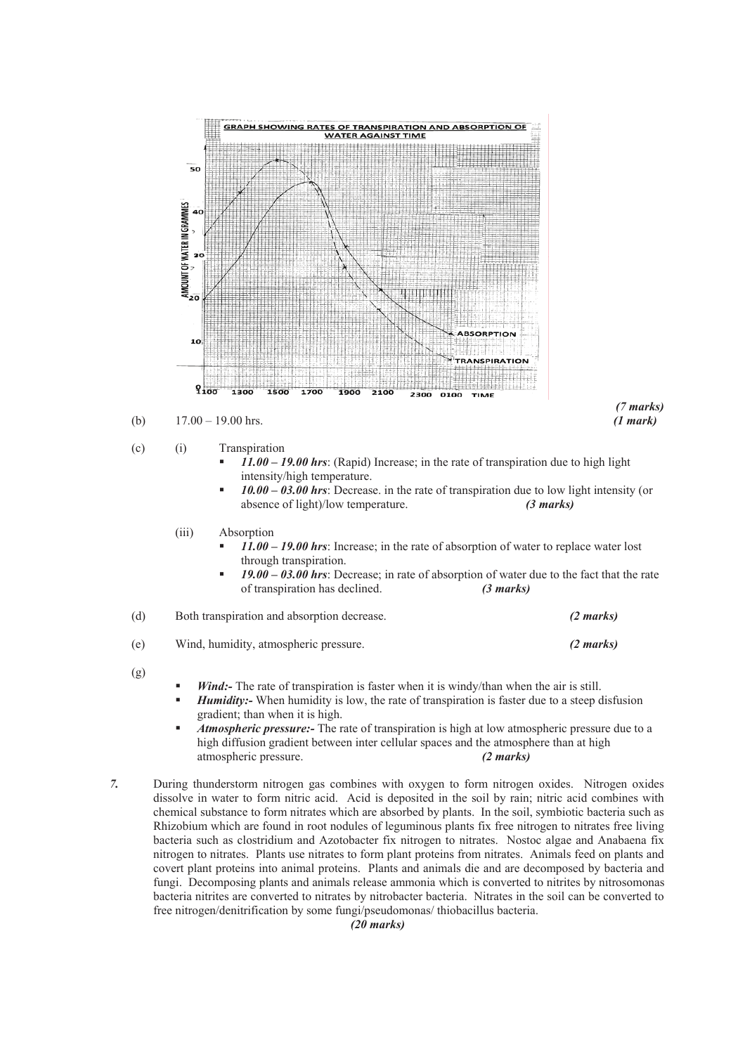*(7 marks)*

(b) 17.00 – 19.00 hrs. *(1 mark)*

(c) (i) Transpiration

- ***11.00 – 19.00 hrs***: (Rapid) Increase; in the rate of transpiration due to high light intensity/high temperature.
- ***10.00 – 03.00 hrs***: Decrease. in the rate of transpiration due to low light intensity (or absence of light)/low temperature. *(3 marks)*

(iii) Absorption

- ***11.00 – 19.00 hrs***: Increase; in the rate of absorption of water to replace water lost through transpiration.
- ***19.00 – 03.00 hrs***: Decrease; in rate of absorption of water due to the fact that the rate of transpiration has declined. *(3 marks)*

(d) Both transpiration and absorption decrease. *(2 marks)*

(e) Wind, humidity, atmospheric pressure. *(2 marks)*

(g)

- ***Wind:-*** The rate of transpiration is faster when it is windy/than when the air is still.
- ***Humidity:-*** When humidity is low, the rate of transpiration is faster due to a steep disfusion gradient; than when it is high.
- ***Atmospheric pressure:-*** The rate of transpiration is high at low atmospheric pressure due to a high diffusion gradient between inter cellular spaces and the atmosphere than at high atmospheric pressure. *(2 marks)*

***7.*** During thunderstorm nitrogen gas combines with oxygen to form nitrogen oxides. Nitrogen oxides dissolve in water to form nitric acid. Acid is deposited in the soil by rain; nitric acid combines with chemical substance to form nitrates which are absorbed by plants. In the soil, symbiotic bacteria such as Rhizobium which are found in root nodules of leguminous plants fix free nitrogen to nitrates free living bacteria such as clostridium and Azotobacter fix nitrogen to nitrates. Nostoc algae and Anabaena fix nitrogen to nitrates. Plants use nitrates to form plant proteins from nitrates. Animals feed on plants and covert plant proteins into animal proteins. Plants and animals die and are decomposed by bacteria and fungi. Decomposing plants and animals release ammonia which is converted to nitrites by nitrosomonas bacteria nitrites are converted to nitrates by nitrobacter bacteria. Nitrates in the soil can be converted to free nitrogen/denitrification by some fungi/pseudomonas/ thiobacillus bacteria.

*(20 marks)*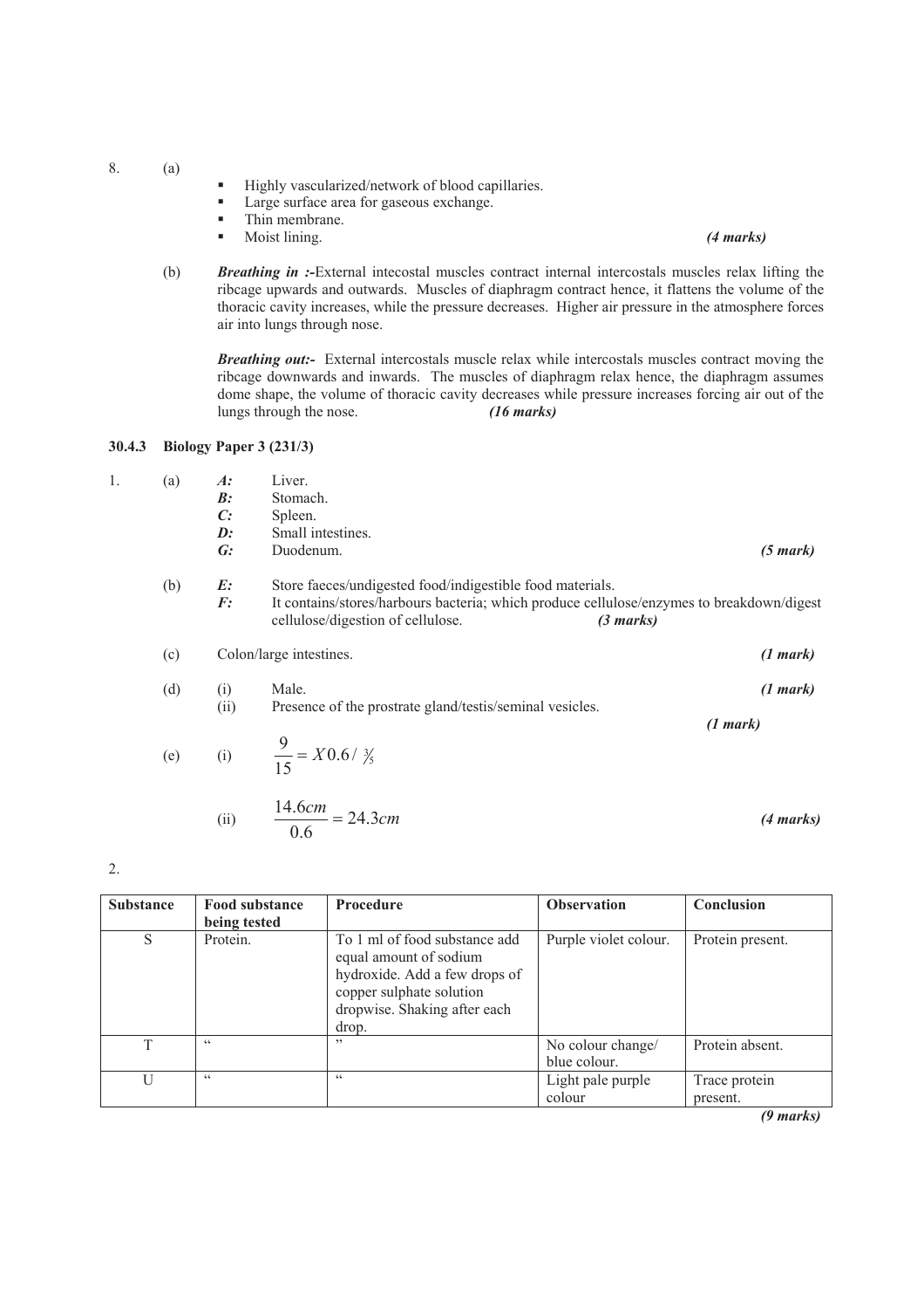8. (a)

- Highly vascularized/network of blood capillaries.
- Large surface area for gaseous exchange.
- Thin membrane.
- Moist lining. *(4 marks)*

(b) ***Breathing in :-***External intecostal muscles contract internal intercostals muscles relax lifting the ribcage upwards and outwards. Muscles of diaphragm contract hence, it flattens the volume of the thoracic cavity increases, while the pressure decreases. Higher air pressure in the atmosphere forces air into lungs through nose.

***Breathing out:-*** External intercostals muscle relax while intercostals muscles contract moving the ribcage downwards and inwards. The muscles of diaphragm relax hence, the diaphragm assumes dome shape, the volume of thoracic cavity decreases while pressure increases forcing air out of the lungs through the nose. ***(16 marks)***

### 30.4.3 Biology Paper 3 (231/3)

1. (a)
   - ***A:*** Liver.
   - ***B:*** Stomach.
   - ***C:*** Spleen.
   - ***D:*** Small intestines.
   - ***G:*** Duodenum. ***(5 mark)***

   (b)
   - ***E:*** Store faeces/undigested food/indigestible food materials.
   - ***F:*** It contains/stores/harbours bacteria; which produce cellulose/enzymes to breakdown/digest cellulose/digestion of cellulose. ***(3 marks)***

   (c) Colon/large intestines. ***(1 mark)***

   (d) (i) Male. ***(1 mark)***

   (ii) Presence of the prostrate gland/testis/seminal vesicles. ***(1 mark)***

   (e) (i) $\frac{9}{15} = X0.6 / \frac{3}{5}$

   (ii) $\frac{14.6cm}{0.6} = 24.3cm$ ***(4 marks)***

2.

| Substance | Food substance being tested | Procedure | Observation | Conclusion |
|---|---|---|---|---|
| S | Protein. | To 1 ml of food substance add equal amount of sodium hydroxide. Add a few drops of copper sulphate solution dropwise. Shaking after each drop. | Purple violet colour. | Protein present. |
| T | " | " | No colour change/ blue colour. | Protein absent. |
| U | " | " | Light pale purple colour | Trace protein present. |

***(9 marks)***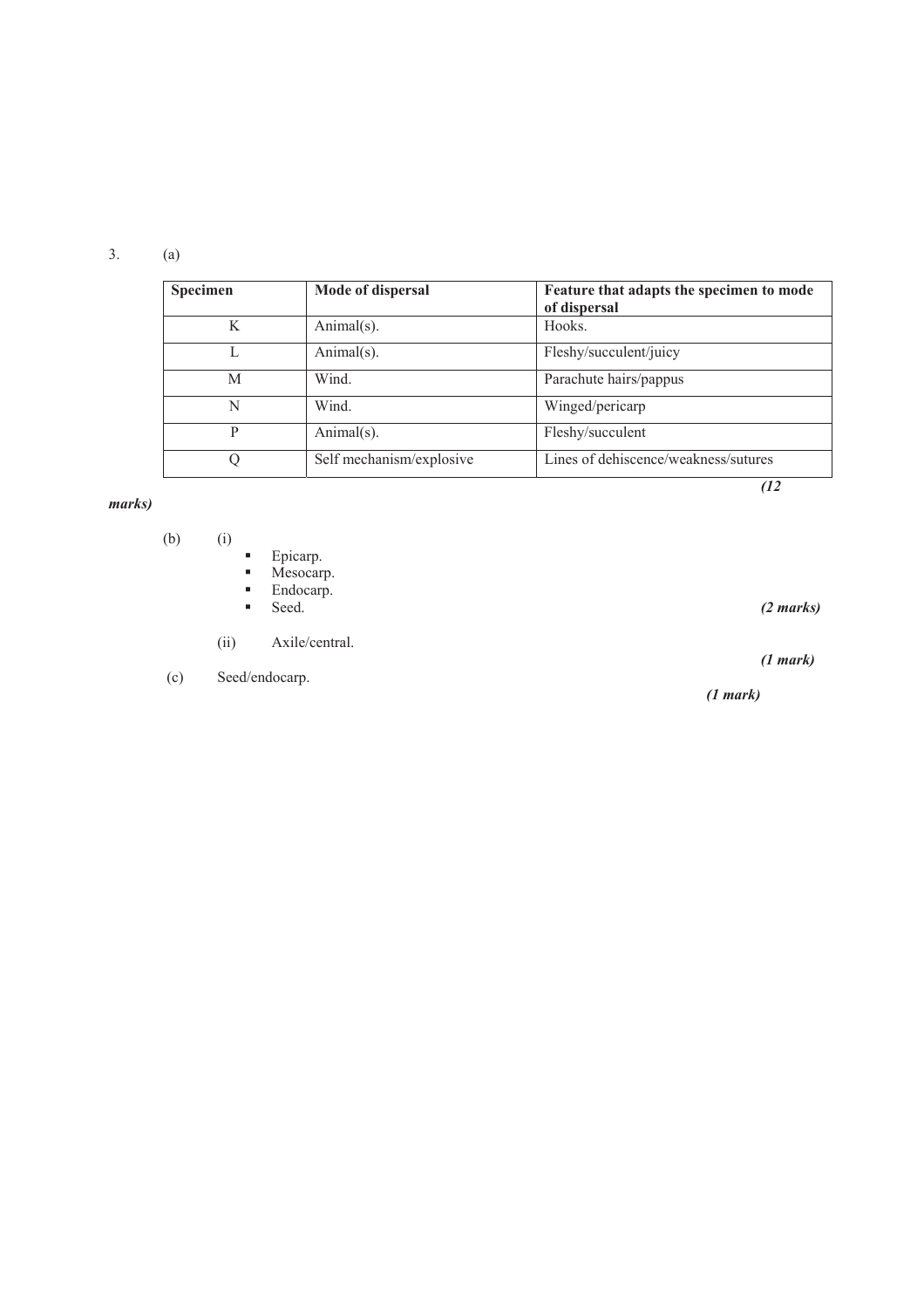3. (a)

| Specimen | Mode of dispersal | Feature that adapts the specimen to mode of dispersal |
|---|---|---|
| K | Animal(s). | Hooks. |
| L | Animal(s). | Fleshy/succulent/juicy |
| M | Wind. | Parachute hairs/pappus |
| N | Wind. | Winged/pericarp |
| P | Animal(s). | Fleshy/succulent |
| Q | Self mechanism/explosive | Lines of dehiscence/weakness/sutures |

***(12 marks)***

(b) (i)
- Epicarp.
- Mesocarp.
- Endocarp.
- Seed.

***(2 marks)***

(ii) Axile/central.

***(1 mark)***

(c) Seed/endocarp.

***(1 mark)***